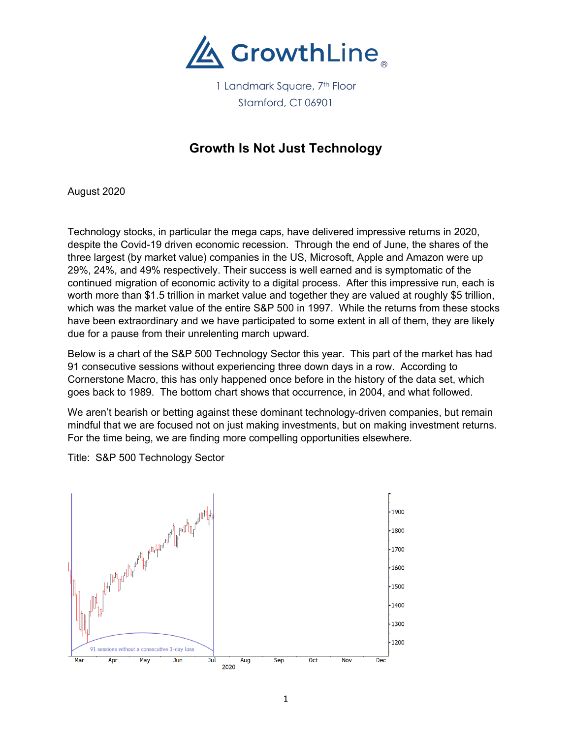# GrowthLine®

1 Landmark Square, 7th Floor
Stamford, CT 06901

## Growth Is Not Just Technology

August 2020

Technology stocks, in particular the mega caps, have delivered impressive returns in 2020, despite the Covid-19 driven economic recession. Through the end of June, the shares of the three largest (by market value) companies in the US, Microsoft, Apple and Amazon were up 29%, 24%, and 49% respectively. Their success is well earned and is symptomatic of the continued migration of economic activity to a digital process. After this impressive run, each is worth more than $1.5 trillion in market value and together they are valued at roughly $5 trillion, which was the market value of the entire S&P 500 in 1997. While the returns from these stocks have been extraordinary and we have participated to some extent in all of them, they are likely due for a pause from their unrelenting march upward.

Below is a chart of the S&P 500 Technology Sector this year. This part of the market has had 91 consecutive sessions without experiencing three down days in a row. According to Cornerstone Macro, this has only happened once before in the history of the data set, which goes back to 1989. The bottom chart shows that occurrence, in 2004, and what followed.

We aren't bearish or betting against these dominant technology-driven companies, but remain mindful that we are focused not on just making investments, but on making investment returns. For the time being, we are finding more compelling opportunities elsewhere.

Title: S&P 500 Technology Sector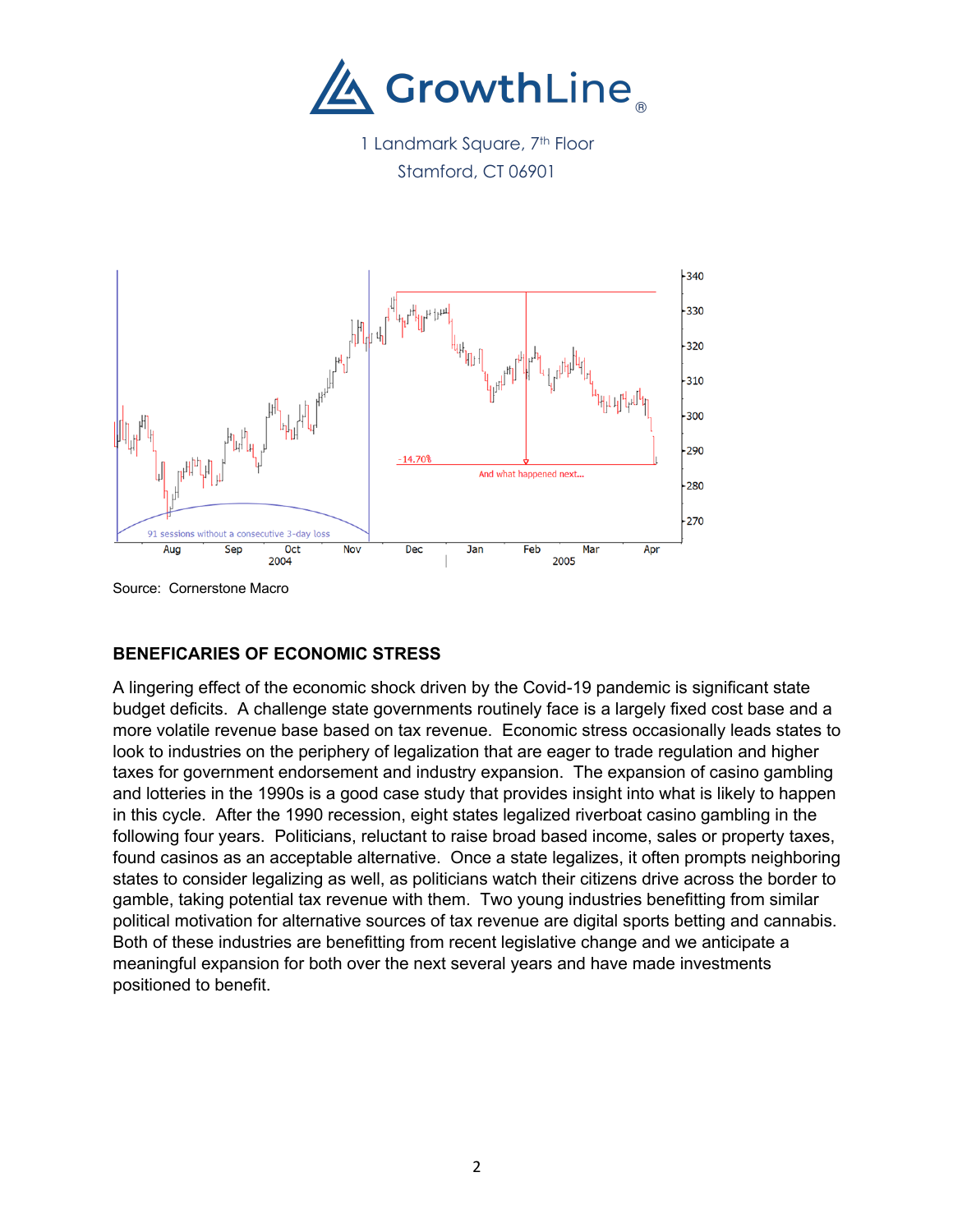GrowthLine®

1 Landmark Square, 7th Floor
Stamford, CT 06901

Source: Cornerstone Macro

**BENEFICARIES OF ECONOMIC STRESS**

A lingering effect of the economic shock driven by the Covid-19 pandemic is significant state budget deficits. A challenge state governments routinely face is a largely fixed cost base and a more volatile revenue base based on tax revenue. Economic stress occasionally leads states to look to industries on the periphery of legalization that are eager to trade regulation and higher taxes for government endorsement and industry expansion. The expansion of casino gambling and lotteries in the 1990s is a good case study that provides insight into what is likely to happen in this cycle. After the 1990 recession, eight states legalized riverboat casino gambling in the following four years. Politicians, reluctant to raise broad based income, sales or property taxes, found casinos as an acceptable alternative. Once a state legalizes, it often prompts neighboring states to consider legalizing as well, as politicians watch their citizens drive across the border to gamble, taking potential tax revenue with them. Two young industries benefitting from similar political motivation for alternative sources of tax revenue are digital sports betting and cannabis. Both of these industries are benefitting from recent legislative change and we anticipate a meaningful expansion for both over the next several years and have made investments positioned to benefit.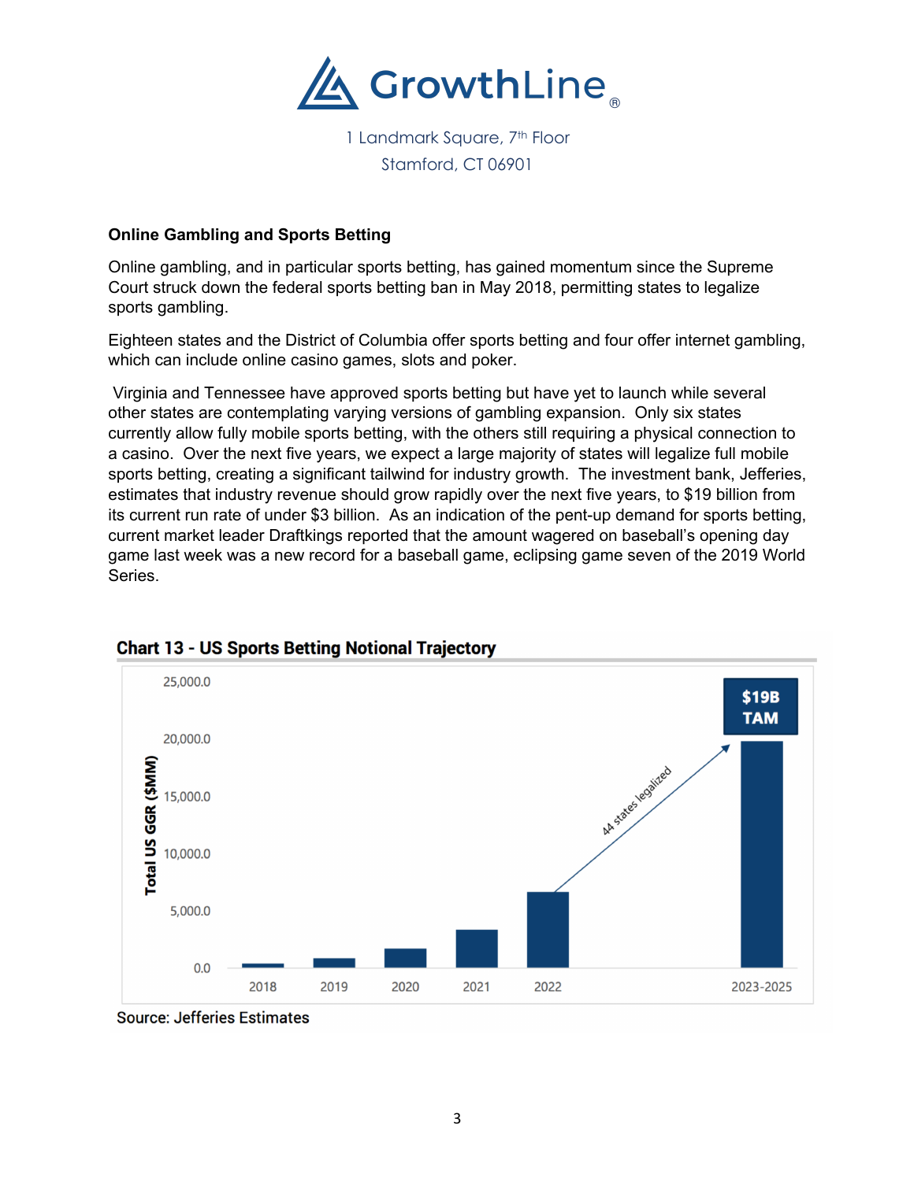# GrowthLine®

1 Landmark Square, 7th Floor
Stamford, CT 06901

**Online Gambling and Sports Betting**

Online gambling, and in particular sports betting, has gained momentum since the Supreme Court struck down the federal sports betting ban in May 2018, permitting states to legalize sports gambling.

Eighteen states and the District of Columbia offer sports betting and four offer internet gambling, which can include online casino games, slots and poker.

Virginia and Tennessee have approved sports betting but have yet to launch while several other states are contemplating varying versions of gambling expansion. Only six states currently allow fully mobile sports betting, with the others still requiring a physical connection to a casino. Over the next five years, we expect a large majority of states will legalize full mobile sports betting, creating a significant tailwind for industry growth. The investment bank, Jefferies, estimates that industry revenue should grow rapidly over the next five years, to $19 billion from its current run rate of under $3 billion. As an indication of the pent-up demand for sports betting, current market leader Draftkings reported that the amount wagered on baseball's opening day game last week was a new record for a baseball game, eclipsing game seven of the 2019 World Series.

**Chart 13 - US Sports Betting Notional Trajectory**

Total US GGR ($MM)

| Year | Total US GGR ($MM) (approx.) |
|---|---|
| 2018 | ~400 |
| 2019 | ~800 |
| 2020 | ~1,700 |
| 2021 | ~3,300 |
| 2022 | ~6,600 |
| 2023-2025 | ~19,700 ($19B TAM) |

Annotation: 44 states legalized (arrow from 2022 to 2023-2025)

Source: Jefferies Estimates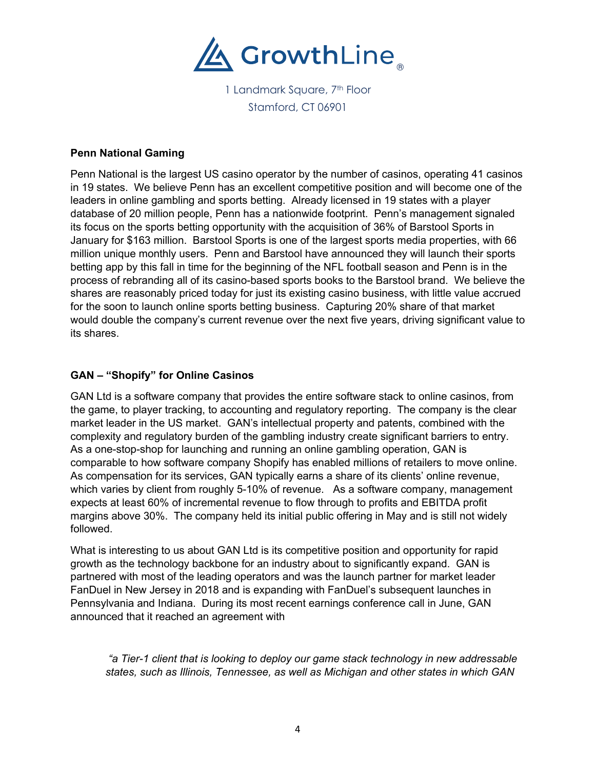**Penn National Gaming**

Penn National is the largest US casino operator by the number of casinos, operating 41 casinos in 19 states. We believe Penn has an excellent competitive position and will become one of the leaders in online gambling and sports betting. Already licensed in 19 states with a player database of 20 million people, Penn has a nationwide footprint. Penn's management signaled its focus on the sports betting opportunity with the acquisition of 36% of Barstool Sports in January for $163 million. Barstool Sports is one of the largest sports media properties, with 66 million unique monthly users. Penn and Barstool have announced they will launch their sports betting app by this fall in time for the beginning of the NFL football season and Penn is in the process of rebranding all of its casino-based sports books to the Barstool brand. We believe the shares are reasonably priced today for just its existing casino business, with little value accrued for the soon to launch online sports betting business. Capturing 20% share of that market would double the company's current revenue over the next five years, driving significant value to its shares.

**GAN – "Shopify" for Online Casinos**

GAN Ltd is a software company that provides the entire software stack to online casinos, from the game, to player tracking, to accounting and regulatory reporting. The company is the clear market leader in the US market. GAN's intellectual property and patents, combined with the complexity and regulatory burden of the gambling industry create significant barriers to entry. As a one-stop-shop for launching and running an online gambling operation, GAN is comparable to how software company Shopify has enabled millions of retailers to move online. As compensation for its services, GAN typically earns a share of its clients' online revenue, which varies by client from roughly 5-10% of revenue. As a software company, management expects at least 60% of incremental revenue to flow through to profits and EBITDA profit margins above 30%. The company held its initial public offering in May and is still not widely followed.

What is interesting to us about GAN Ltd is its competitive position and opportunity for rapid growth as the technology backbone for an industry about to significantly expand. GAN is partnered with most of the leading operators and was the launch partner for market leader FanDuel in New Jersey in 2018 and is expanding with FanDuel's subsequent launches in Pennsylvania and Indiana. During its most recent earnings conference call in June, GAN announced that it reached an agreement with

> *"a Tier-1 client that is looking to deploy our game stack technology in new addressable states, such as Illinois, Tennessee, as well as Michigan and other states in which GAN*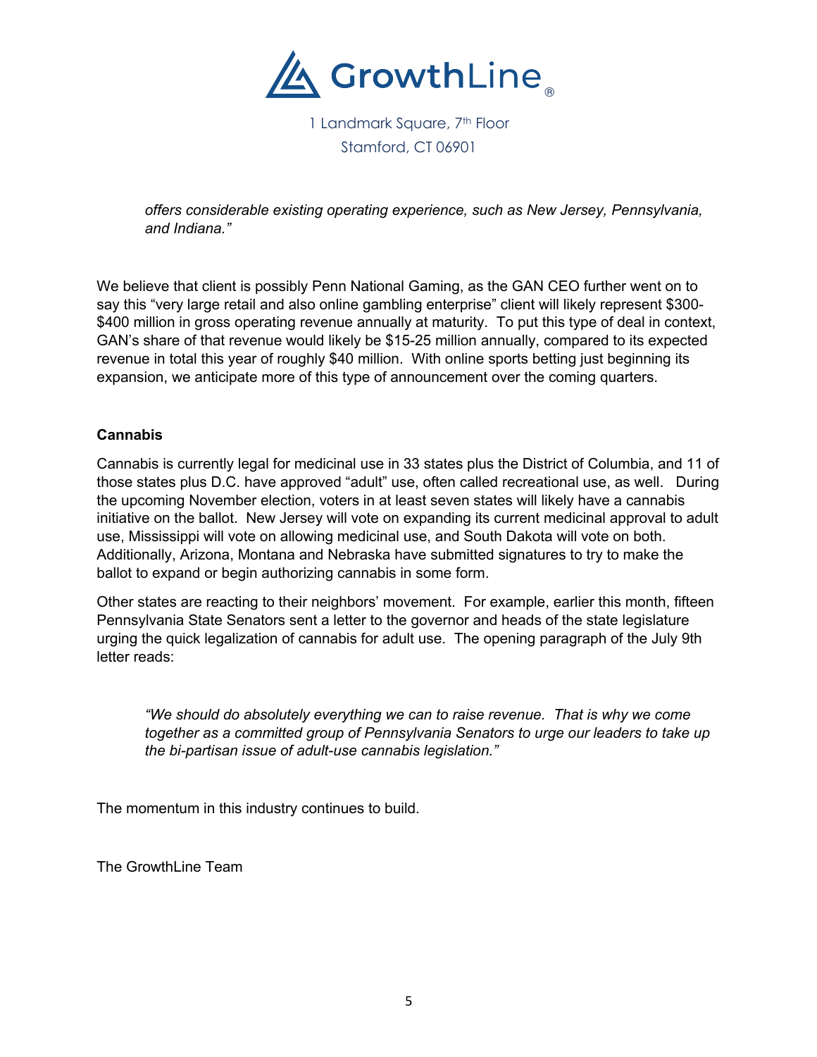*offers considerable existing operating experience, such as New Jersey, Pennsylvania, and Indiana."*

We believe that client is possibly Penn National Gaming, as the GAN CEO further went on to say this "very large retail and also online gambling enterprise" client will likely represent $300-$400 million in gross operating revenue annually at maturity. To put this type of deal in context, GAN's share of that revenue would likely be $15-25 million annually, compared to its expected revenue in total this year of roughly $40 million. With online sports betting just beginning its expansion, we anticipate more of this type of announcement over the coming quarters.

**Cannabis**

Cannabis is currently legal for medicinal use in 33 states plus the District of Columbia, and 11 of those states plus D.C. have approved "adult" use, often called recreational use, as well. During the upcoming November election, voters in at least seven states will likely have a cannabis initiative on the ballot. New Jersey will vote on expanding its current medicinal approval to adult use, Mississippi will vote on allowing medicinal use, and South Dakota will vote on both. Additionally, Arizona, Montana and Nebraska have submitted signatures to try to make the ballot to expand or begin authorizing cannabis in some form.

Other states are reacting to their neighbors' movement. For example, earlier this month, fifteen Pennsylvania State Senators sent a letter to the governor and heads of the state legislature urging the quick legalization of cannabis for adult use. The opening paragraph of the July 9th letter reads:

> *"We should do absolutely everything we can to raise revenue. That is why we come together as a committed group of Pennsylvania Senators to urge our leaders to take up the bi-partisan issue of adult-use cannabis legislation."*

The momentum in this industry continues to build.

The GrowthLine Team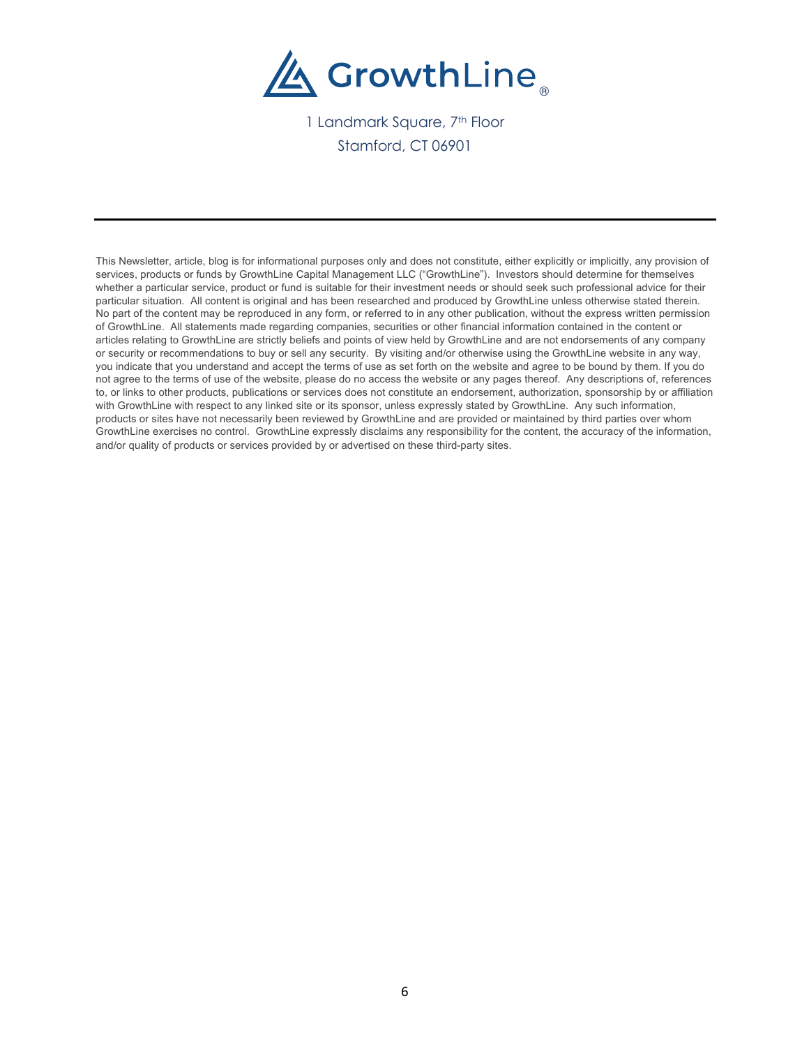# GrowthLine®

1 Landmark Square, 7th Floor
Stamford, CT 06901

---

This Newsletter, article, blog is for informational purposes only and does not constitute, either explicitly or implicitly, any provision of services, products or funds by GrowthLine Capital Management LLC ("GrowthLine"). Investors should determine for themselves whether a particular service, product or fund is suitable for their investment needs or should seek such professional advice for their particular situation. All content is original and has been researched and produced by GrowthLine unless otherwise stated therein. No part of the content may be reproduced in any form, or referred to in any other publication, without the express written permission of GrowthLine. All statements made regarding companies, securities or other financial information contained in the content or articles relating to GrowthLine are strictly beliefs and points of view held by GrowthLine and are not endorsements of any company or security or recommendations to buy or sell any security. By visiting and/or otherwise using the GrowthLine website in any way, you indicate that you understand and accept the terms of use as set forth on the website and agree to be bound by them. If you do not agree to the terms of use of the website, please do no access the website or any pages thereof. Any descriptions of, references to, or links to other products, publications or services does not constitute an endorsement, authorization, sponsorship by or affiliation with GrowthLine with respect to any linked site or its sponsor, unless expressly stated by GrowthLine. Any such information, products or sites have not necessarily been reviewed by GrowthLine and are provided or maintained by third parties over whom GrowthLine exercises no control. GrowthLine expressly disclaims any responsibility for the content, the accuracy of the information, and/or quality of products or services provided by or advertised on these third-party sites.